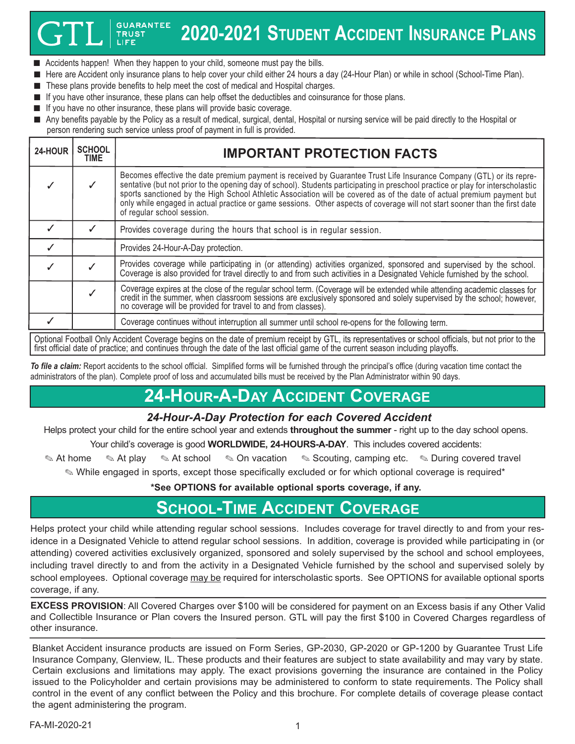# GTL GUARANTEE TRUST LIFE — 2020-2021 Student Accident Insurance Plans

- Accidents happen! When they happen to your child, someone must pay the bills.
- Here are Accident only insurance plans to help cover your child either 24 hours a day (24-Hour Plan) or while in school (School-Time Plan).
- These plans provide benefits to help meet the cost of medical and Hospital charges.
- If you have other insurance, these plans can help offset the deductibles and coinsurance for those plans.
- If you have no other insurance, these plans will provide basic coverage.
- Any benefits payable by the Policy as a result of medical, surgical, dental, Hospital or nursing service will be paid directly to the Hospital or person rendering such service unless proof of payment in full is provided.

| 24-HOUR | SCHOOL TIME | IMPORTANT PROTECTION FACTS |
|---|---|---|
| ✓ | ✓ | Becomes effective the date premium payment is received by Guarantee Trust Life Insurance Company (GTL) or its representative (but not prior to the opening day of school). Students participating in preschool practice or play for interscholastic sports sanctioned by the High School Athletic Association will be covered as of the date of actual premium payment but only while engaged in actual practice or game sessions. Other aspects of coverage will not start sooner than the first date of regular school session. |
| ✓ | ✓ | Provides coverage during the hours that school is in regular session. |
| ✓ | | Provides 24-Hour-A-Day protection. |
| ✓ | ✓ | Provides coverage while participating in (or attending) activities organized, sponsored and supervised by the school. Coverage is also provided for travel directly to and from such activities in a Designated Vehicle furnished by the school. |
| | ✓ | Coverage expires at the close of the regular school term. (Coverage will be extended while attending academic classes for credit in the summer, when classroom sessions are exclusively sponsored and solely supervised by the school; however, no coverage will be provided for travel to and from classes). |
| ✓ | | Coverage continues without interruption all summer until school re-opens for the following term. |

Optional Football Only Accident Coverage begins on the date of premium receipt by GTL, its representatives or school officials, but not prior to the first official date of practice; and continues through the date of the last official game of the current season including playoffs.

***To file a claim:*** Report accidents to the school official. Simplified forms will be furnished through the principal's office (during vacation time contact the administrators of the plan). Complete proof of loss and accumulated bills must be received by the Plan Administrator within 90 days.

## 24-Hour-A-Day Accident Coverage

### *24-Hour-A-Day Protection for each Covered Accident*

Helps protect your child for the entire school year and extends **throughout the summer** - right up to the day school opens.

Your child's coverage is good **WORLDWIDE, 24-HOURS-A-DAY**. This includes covered accidents:

✎ At home ✎ At play ✎ At school ✎ On vacation ✎ Scouting, camping etc. ✎ During covered travel

✎ While engaged in sports, except those specifically excluded or for which optional coverage is required*

**\*See OPTIONS for available optional sports coverage, if any.**

## School-Time Accident Coverage

Helps protect your child while attending regular school sessions. Includes coverage for travel directly to and from your residence in a Designated Vehicle to attend regular school sessions. In addition, coverage is provided while participating in (or attending) covered activities exclusively organized, sponsored and solely supervised by the school and school employees, including travel directly to and from the activity in a Designated Vehicle furnished by the school and supervised solely by school employees. Optional coverage may be required for interscholastic sports. See OPTIONS for available optional sports coverage, if any.

**EXCESS PROVISION**: All Covered Charges over $100 will be considered for payment on an Excess basis if any Other Valid and Collectible Insurance or Plan covers the Insured person. GTL will pay the first $100 in Covered Charges regardless of other insurance.

Blanket Accident insurance products are issued on Form Series, GP-2030, GP-2020 or GP-1200 by Guarantee Trust Life Insurance Company, Glenview, IL. These products and their features are subject to state availability and may vary by state. Certain exclusions and limitations may apply. The exact provisions governing the insurance are contained in the Policy issued to the Policyholder and certain provisions may be administered to conform to state requirements. The Policy shall control in the event of any conflict between the Policy and this brochure. For complete details of coverage please contact the agent administering the program.

FA-MI-2020-21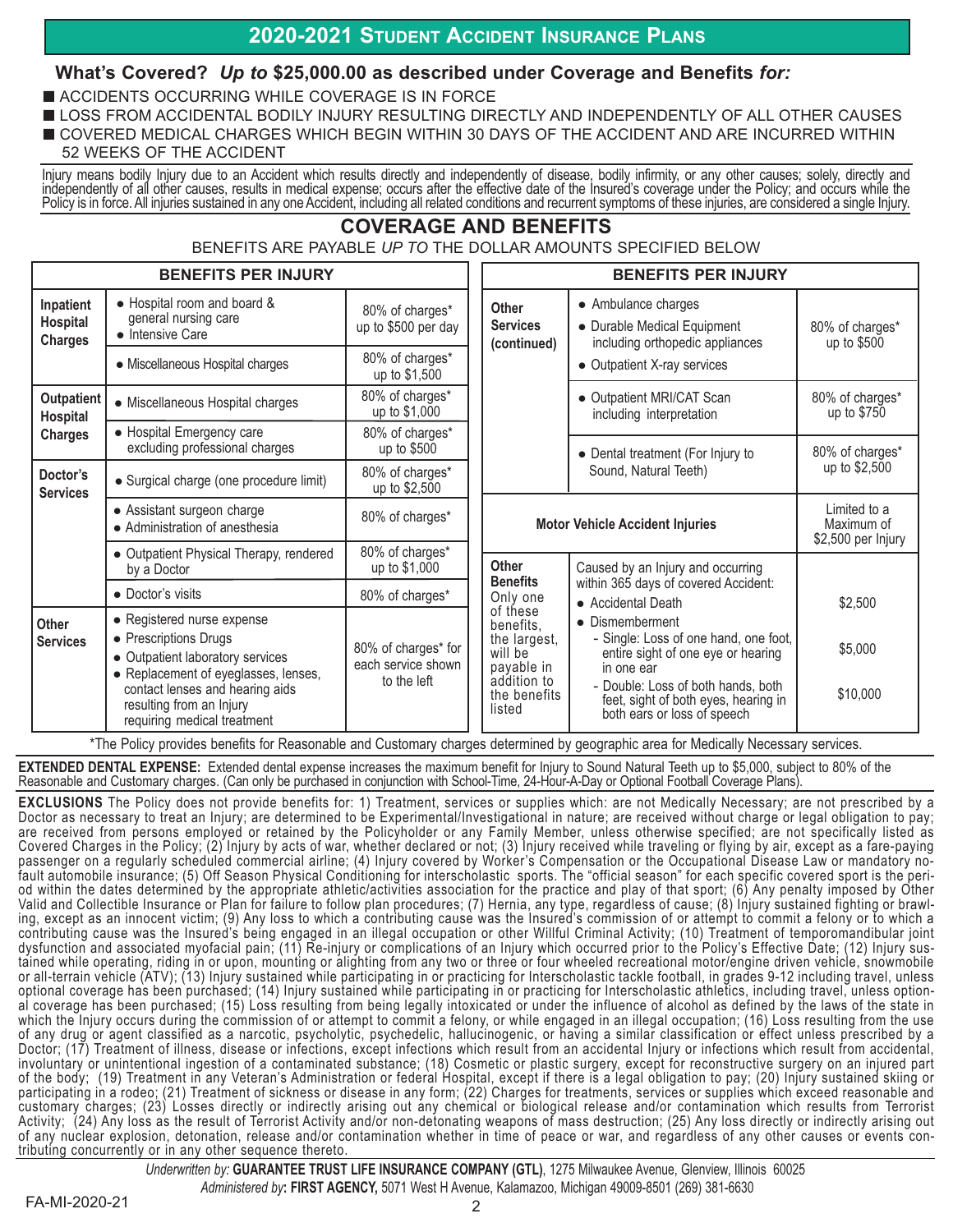# 2020-2021 Student Accident Insurance Plans

## What's Covered? *Up to* $25,000.00 as described under Coverage and Benefits *for:*

- ACCIDENTS OCCURRING WHILE COVERAGE IS IN FORCE
- LOSS FROM ACCIDENTAL BODILY INJURY RESULTING DIRECTLY AND INDEPENDENTLY OF ALL OTHER CAUSES
- COVERED MEDICAL CHARGES WHICH BEGIN WITHIN 30 DAYS OF THE ACCIDENT AND ARE INCURRED WITHIN 52 WEEKS OF THE ACCIDENT

Injury means bodily Injury due to an Accident which results directly and independently of disease, bodily infirmity, or any other causes; solely, directly and independently of all other causes, results in medical expense; occurs after the effective date of the Insured's coverage under the Policy; and occurs while the Policy is in force. All injuries sustained in any one Accident, including all related conditions and recurrent symptoms of these injuries, are considered a single Injury.

## COVERAGE AND BENEFITS

BENEFITS ARE PAYABLE *UP TO* THE DOLLAR AMOUNTS SPECIFIED BELOW

| BENEFITS PER INJURY | | |
|---|---|---|
| **Inpatient Hospital Charges** | • Hospital room and board & general nursing care<br>• Intensive Care | 80% of charges* up to $500 per day |
| | • Miscellaneous Hospital charges | 80% of charges* up to $1,500 |
| **Outpatient Hospital Charges** | • Miscellaneous Hospital charges | 80% of charges* up to $1,000 |
| | • Hospital Emergency care excluding professional charges | 80% of charges* up to $500 |
| **Doctor's Services** | • Surgical charge (one procedure limit) | 80% of charges* up to $2,500 |
| | • Assistant surgeon charge<br>• Administration of anesthesia | 80% of charges* |
| | • Outpatient Physical Therapy, rendered by a Doctor | 80% of charges* up to $1,000 |
| | • Doctor's visits | 80% of charges* |
| **Other Services** | • Registered nurse expense<br>• Prescriptions Drugs<br>• Outpatient laboratory services<br>• Replacement of eyeglasses, lenses, contact lenses and hearing aids resulting from an Injury requiring medical treatment | 80% of charges* for each service shown to the left |

| BENEFITS PER INJURY | | |
|---|---|---|
| **Other Services (continued)** | • Ambulance charges<br>• Durable Medical Equipment including orthopedic appliances<br>• Outpatient X-ray services | 80% of charges* up to $500 |
| | • Outpatient MRI/CAT Scan including interpretation | 80% of charges* up to $750 |
| | • Dental treatment (For Injury to Sound, Natural Teeth) | 80% of charges* up to $2,500 |
| **Motor Vehicle Accident Injuries** | | Limited to a Maximum of $2,500 per Injury |
| **Other Benefits** Only one of these benefits, the largest, will be payable in addition to the benefits listed | Caused by an Injury and occurring within 365 days of covered Accident:<br>• Accidental Death | $2,500 |
| | • Dismemberment<br>- Single: Loss of one hand, one foot, entire sight of one eye or hearing in one ear | $5,000 |
| | - Double: Loss of both hands, both feet, sight of both eyes, hearing in both ears or loss of speech | $10,000 |

*The Policy provides benefits for Reasonable and Customary charges determined by geographic area for Medically Necessary services.

**EXTENDED DENTAL EXPENSE:** Extended dental expense increases the maximum benefit for Injury to Sound Natural Teeth up to $5,000, subject to 80% of the Reasonable and Customary charges. (Can only be purchased in conjunction with School-Time, 24-Hour-A-Day or Optional Football Coverage Plans).

**EXCLUSIONS** The Policy does not provide benefits for: 1) Treatment, services or supplies which: are not Medically Necessary; are not prescribed by a Doctor as necessary to treat an Injury; are determined to be Experimental/Investigational in nature; are received without charge or legal obligation to pay; are received from persons employed or retained by the Policyholder or any Family Member, unless otherwise specified; are not specifically listed as Covered Charges in the Policy; (2) Injury by acts of war, whether declared or not; (3) Injury received while traveling or flying by air, except as a fare-paying passenger on a regularly scheduled commercial airline; (4) Injury covered by Worker's Compensation or the Occupational Disease Law or mandatory no-fault automobile insurance; (5) Off Season Physical Conditioning for interscholastic sports. The "official season" for each specific covered sport is the period within the dates determined by the appropriate athletic/activities association for the practice and play of that sport; (6) Any penalty imposed by Other Valid and Collectible Insurance or Plan for failure to follow plan procedures; (7) Hernia, any type, regardless of cause; (8) Injury sustained fighting or brawling, except as an innocent victim; (9) Any loss to which a contributing cause was the Insured's commission of or attempt to commit a felony or to which a contributing cause was the Insured's being engaged in an illegal occupation or other Willful Criminal Activity; (10) Treatment of temporomandibular joint dysfunction and associated myofacial pain; (11) Re-injury or complications of an Injury which occurred prior to the Policy's Effective Date; (12) Injury sustained while operating, riding in or upon, mounting or alighting from any two or three or four wheeled recreational motor/engine driven vehicle, snowmobile or all-terrain vehicle (ATV); (13) Injury sustained while participating in or practicing for Interscholastic tackle football, in grades 9-12 including travel, unless optional coverage has been purchased; (14) Injury sustained while participating in or practicing for Interscholastic athletics, including travel, unless optional coverage has been purchased; (15) Loss resulting from being legally intoxicated or under the influence of alcohol as defined by the laws of the state in which the Injury occurs during the commission of or attempt to commit a felony, or while engaged in an illegal occupation; (16) Loss resulting from the use of any drug or agent classified as a narcotic, psycholytic, psychedelic, hallucinogenic, or having a similar classification or effect unless prescribed by a Doctor; (17) Treatment of illness, disease or infections, except infections which result from an accidental Injury or infections which result from accidental, involuntary or unintentional ingestion of a contaminated substance; (18) Cosmetic or plastic surgery, except for reconstructive surgery on an injured part of the body; (19) Treatment in any Veteran's Administration or federal Hospital, except if there is a legal obligation to pay; (20) Injury sustained skiing or participating in a rodeo; (21) Treatment of sickness or disease in any form; (22) Charges for treatments, services or supplies which exceed reasonable and customary charges; (23) Losses directly or indirectly arising out any chemical or biological release and/or contamination which results from Terrorist Activity; (24) Any loss as the result of Terrorist Activity and/or non-detonating weapons of mass destruction; (25) Any loss directly or indirectly arising out of any nuclear explosion, detonation, release and/or contamination whether in time of peace or war, and regardless of any other causes or events contributing concurrently or in any other sequence thereto.

*Underwritten by:* **GUARANTEE TRUST LIFE INSURANCE COMPANY (GTL)**, 1275 Milwaukee Avenue, Glenview, Illinois 60025

*Administered by*: **FIRST AGENCY,** 5071 West H Avenue, Kalamazoo, Michigan 49009-8501 (269) 381-6630

FA-MI-2020-21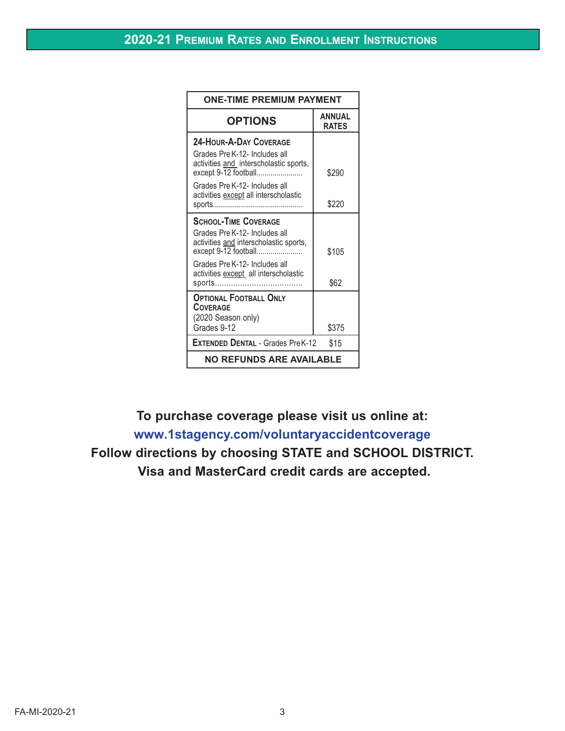## 2020-21 Premium Rates and Enrollment Instructions

| ONE-TIME PREMIUM PAYMENT | |
|---|---|
| **OPTIONS** | **ANNUAL RATES** |
| **24-Hour-A-Day Coverage** | |
| Grades Pre K-12- Includes all activities and interscholastic sports, except 9-12 football...................... | $290 |
| Grades Pre K-12- Includes all activities except all interscholastic sports............................................ | $220 |
| **School-Time Coverage** | |
| Grades Pre K-12- Includes all activities and interscholastic sports, except 9-12 football...................... | $105 |
| Grades Pre K-12- Includes all activities except all interscholastic sports...................................... | $62 |
| **Optional Football Only Coverage** (2020 Season only) Grades 9-12 | $375 |
| **Extended Dental** - Grades Pre K-12 | $15 |
| **NO REFUNDS ARE AVAILABLE** | |

**To purchase coverage please visit us online at:**

**www.1stagency.com/voluntaryaccidentcoverage**

**Follow directions by choosing STATE and SCHOOL DISTRICT.**

**Visa and MasterCard credit cards are accepted.**

FA-MI-2020-21